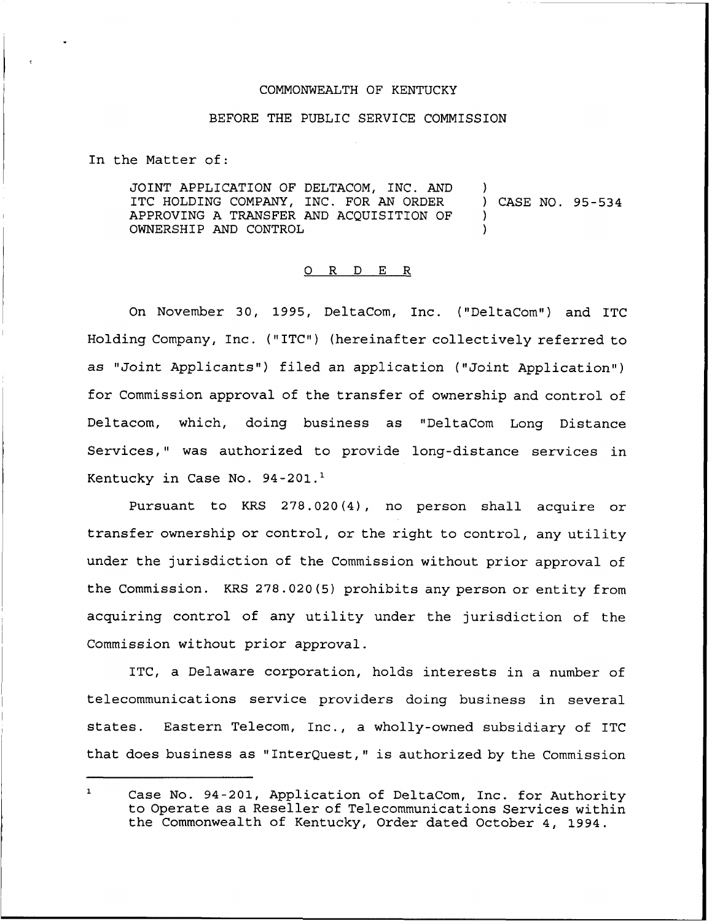COMMONWEALTH OF KENTUCKY

BEFORE THE PUBLIC SERVICE COMMISSION

In the Matter of:

JOINT APPLICATION OF DELTACOM, INC. AND ITC HOLDING COMPANY, INC. FOR AN ORDER APPROVING A TRANSFER AND ACQUISITION OF OWNERSHIP AND CONTROL ) CASE NO. 95-534

## O R D E R

On November 30, 1995, DeltaCom, Inc. ("DeltaCom") and ITC Holding Company, Inc. ("ITC") (hereinafter collectively referred to as "Joint Applicants") filed an application ("Joint Application") for Commission approval of the transfer of ownership and control of Deltacom, which, doing business as "DeltaCom Long Distance Services," was authorized to provide long-distance services in Kentucky in Case No. 94-201.[1]

Pursuant to KRS 278.020(4), no person shall acquire or transfer ownership or control, or the right to control, any utility under the jurisdiction of the Commission without prior approval of the Commission. KRS 278.020(5) prohibits any person or entity from acquiring control of any utility under the jurisdiction of the Commission without prior approval.

ITC, a Delaware corporation, holds interests in a number of telecommunications service providers doing business in several states. Eastern Telecom, Inc., a wholly-owned subsidiary of ITC that does business as "InterQuest," is authorized by the Commission

[1] Case No. 94-201, Application of DeltaCom, Inc. for Authority to Operate as a Reseller of Telecommunications Services within the Commonwealth of Kentucky, Order dated October 4, 1994.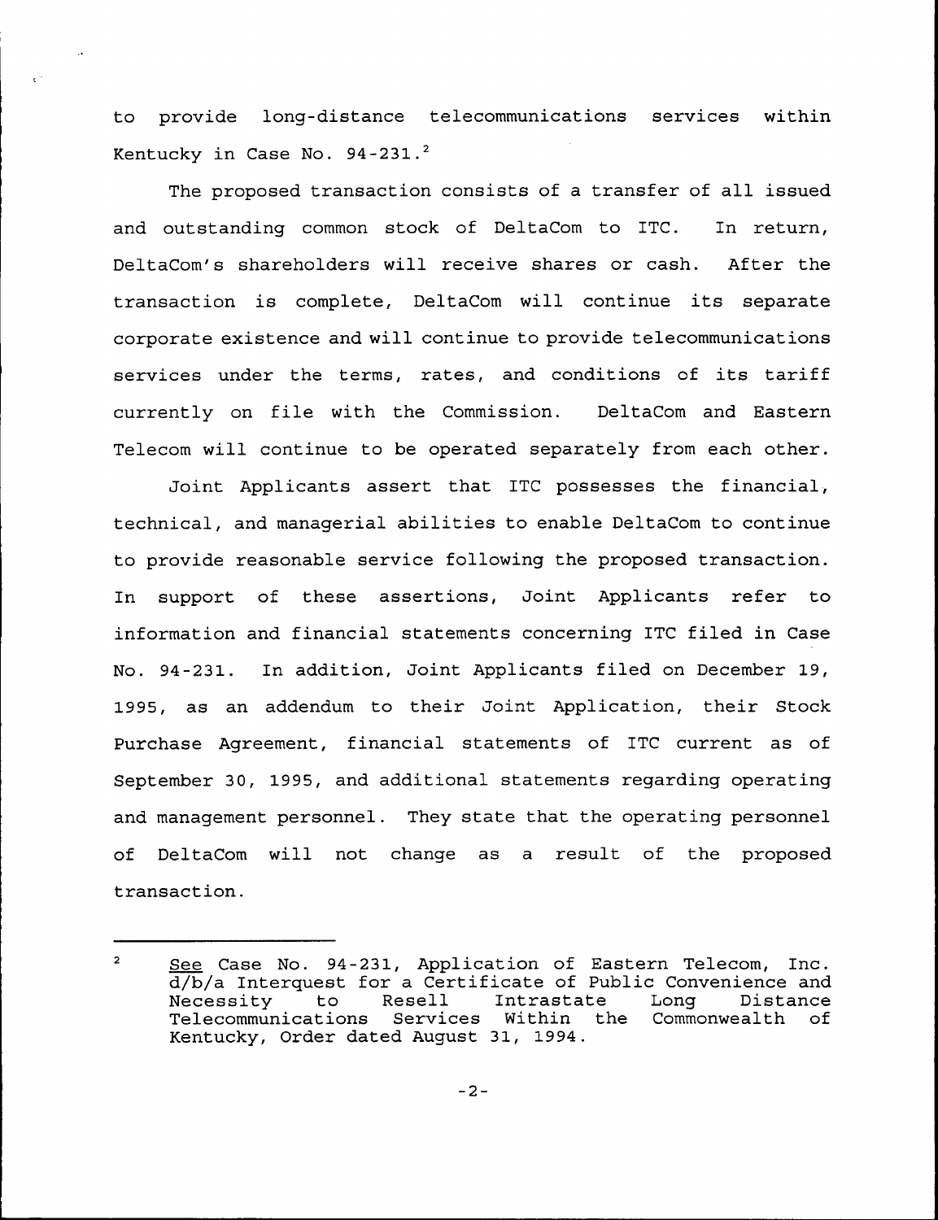to provide long-distance telecommunications services within Kentucky in Case No. 94-231.[2]

The proposed transaction consists of a transfer of all issued and outstanding common stock of DeltaCom to ITC. In return, DeltaCom's shareholders will receive shares or cash. After the transaction is complete, DeltaCom will continue its separate corporate existence and will continue to provide telecommunications services under the terms, rates, and conditions of its tariff currently on file with the Commission. DeltaCom and Eastern Telecom will continue to be operated separately from each other.

Joint Applicants assert that ITC possesses the financial, technical, and managerial abilities to enable DeltaCom to continue to provide reasonable service following the proposed transaction. In support of these assertions, Joint Applicants refer to information and financial statements concerning ITC filed in Case No. 94-231. In addition, Joint Applicants filed on December 19, 1995, as an addendum to their Joint Application, their Stock Purchase Agreement, financial statements of ITC current as of September 30, 1995, and additional statements regarding operating and management personnel. They state that the operating personnel of DeltaCom will not change as a result of the proposed transaction.

---

[2] See Case No. 94-231, Application of Eastern Telecom, Inc. d/b/a Interquest for a Certificate of Public Convenience and Necessity to Resell Intrastate Long Distance Telecommunications Services Within the Commonwealth of Kentucky, Order dated August 31, 1994.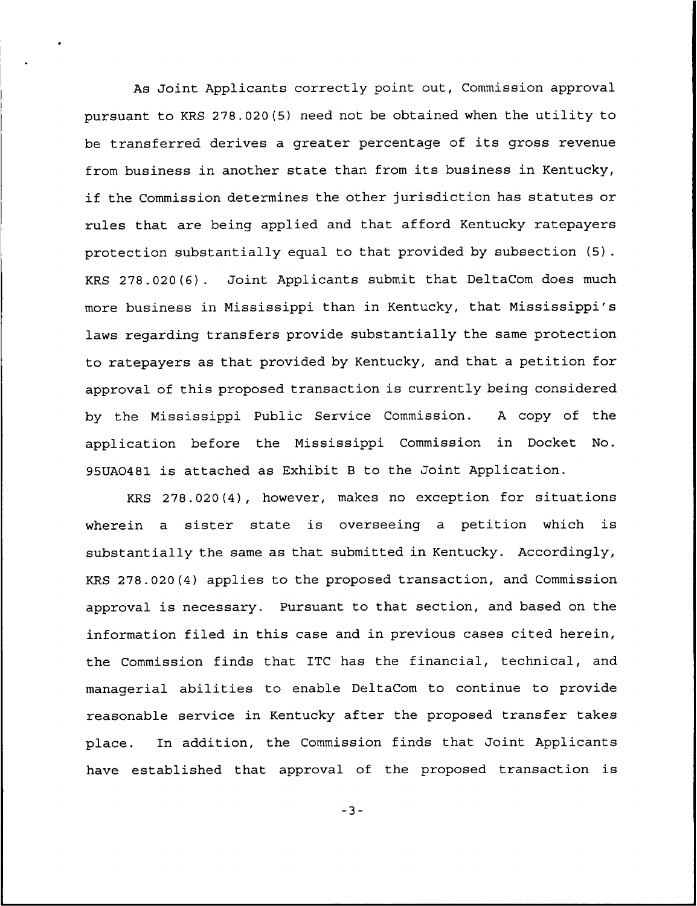As Joint Applicants correctly point out, Commission approval pursuant to KRS 278.020(5) need not be obtained when the utility to be transferred derives a greater percentage of its gross revenue from business in another state than from its business in Kentucky, if the Commission determines the other jurisdiction has statutes or rules that are being applied and that afford Kentucky ratepayers protection substantially equal to that provided by subsection (5). KRS 278.020(6). Joint Applicants submit that DeltaCom does much more business in Mississippi than in Kentucky, that Mississippi's laws regarding transfers provide substantially the same protection to ratepayers as that provided by Kentucky, and that a petition for approval of this proposed transaction is currently being considered by the Mississippi Public Service Commission. A copy of the application before the Mississippi Commission in Docket No. 95UA0481 is attached as Exhibit B to the Joint Application.

KRS 278.020(4), however, makes no exception for situations wherein a sister state is overseeing a petition which is substantially the same as that submitted in Kentucky. Accordingly, KRS 278.020(4) applies to the proposed transaction, and Commission approval is necessary. Pursuant to that section, and based on the information filed in this case and in previous cases cited herein, the Commission finds that ITC has the financial, technical, and managerial abilities to enable DeltaCom to continue to provide reasonable service in Kentucky after the proposed transfer takes place. In addition, the Commission finds that Joint Applicants have established that approval of the proposed transaction is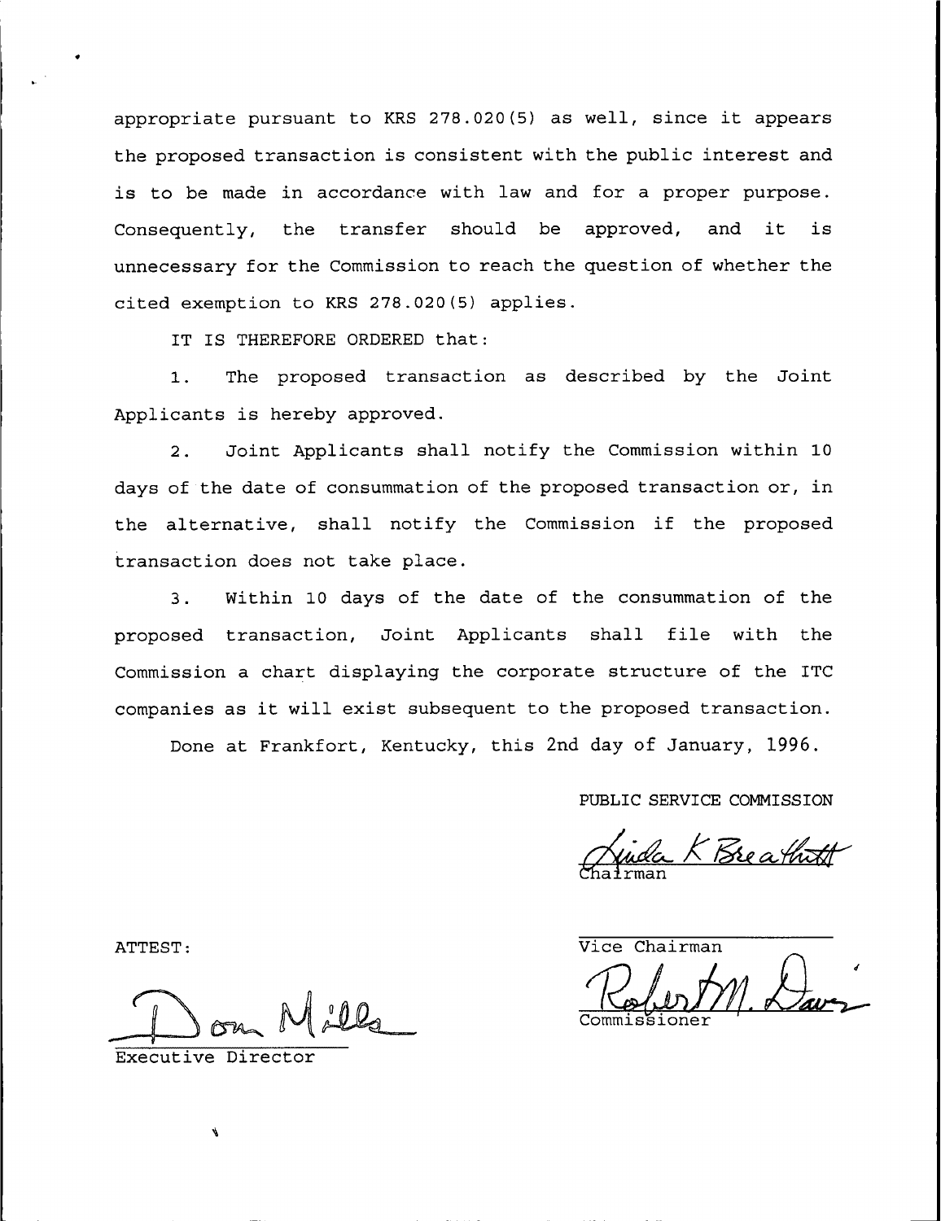appropriate pursuant to KRS 278.020(5) as well, since it appears the proposed transaction is consistent with the public interest and is to be made in accordance with law and for a proper purpose. Consequently, the transfer should be approved, and it is unnecessary for the Commission to reach the question of whether the cited exemption to KRS 278.020(5) applies.

IT IS THEREFORE ORDERED that:

1. The proposed transaction as described by the Joint Applicants is hereby approved.

2. Joint Applicants shall notify the Commission within 10 days of the date of consummation of the proposed transaction or, in the alternative, shall notify the Commission if the proposed transaction does not take place.

3. Within 10 days of the date of the consummation of the proposed transaction, Joint Applicants shall file with the Commission a chart displaying the corporate structure of the ITC companies as it will exist subsequent to the proposed transaction.

Done at Frankfort, Kentucky, this 2nd day of January, 1996.

PUBLIC SERVICE COMMISSION

Linda K Breathitt
Chairman

Vice Chairman

Robert M. Davis
Commissioner

ATTEST:

Don Mills
Executive Director